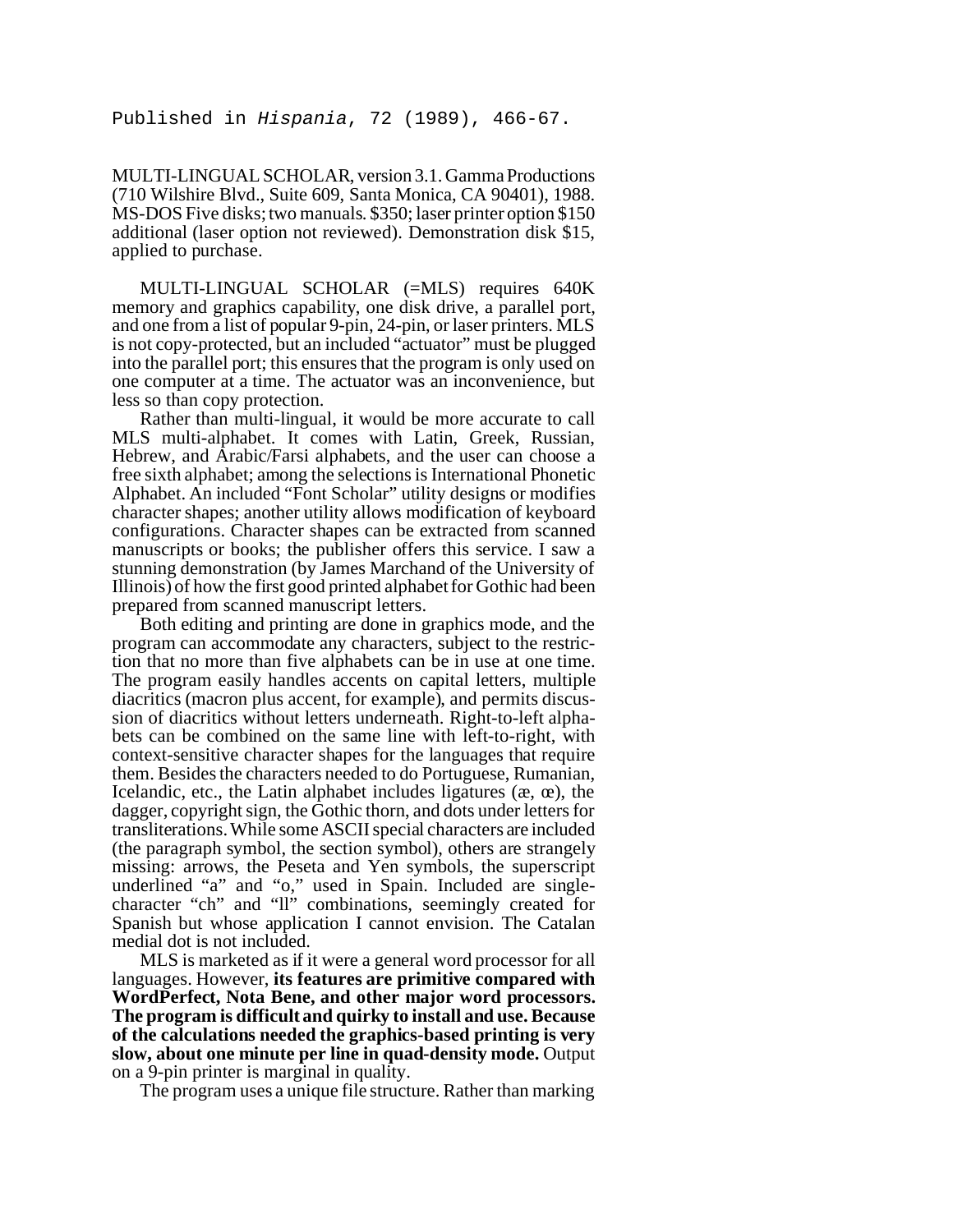Published in *Hispania*, 72 (1989), 466-67.

MULTI-LINGUAL SCHOLAR, version 3.1. Gamma Productions (710 Wilshire Blvd., Suite 609, Santa Monica, CA 90401), 1988. MS-DOS Five disks; two manuals. $350; laser printer option $150 additional (laser option not reviewed). Demonstration disk $15, applied to purchase.

MULTI-LINGUAL SCHOLAR (=MLS) requires 640K memory and graphics capability, one disk drive, a parallel port, and one from a list of popular 9-pin, 24-pin, or laser printers. MLS is not copy-protected, but an included "actuator" must be plugged into the parallel port; this ensures that the program is only used on one computer at a time. The actuator was an inconvenience, but less so than copy protection.

Rather than multi-lingual, it would be more accurate to call MLS multi-alphabet. It comes with Latin, Greek, Russian, Hebrew, and Arabic/Farsi alphabets, and the user can choose a free sixth alphabet; among the selections is International Phonetic Alphabet. An included "Font Scholar" utility designs or modifies character shapes; another utility allows modification of keyboard configurations. Character shapes can be extracted from scanned manuscripts or books; the publisher offers this service. I saw a stunning demonstration (by James Marchand of the University of Illinois) of how the first good printed alphabet for Gothic had been prepared from scanned manuscript letters.

Both editing and printing are done in graphics mode, and the program can accommodate any characters, subject to the restriction that no more than five alphabets can be in use at one time. The program easily handles accents on capital letters, multiple diacritics (macron plus accent, for example), and permits discussion of diacritics without letters underneath. Right-to-left alphabets can be combined on the same line with left-to-right, with context-sensitive character shapes for the languages that require them. Besides the characters needed to do Portuguese, Rumanian, Icelandic, etc., the Latin alphabet includes ligatures (æ, œ), the dagger, copyright sign, the Gothic thorn, and dots under letters for transliterations. While some ASCII special characters are included (the paragraph symbol, the section symbol), others are strangely missing: arrows, the Peseta and Yen symbols, the superscript underlined "a" and "o," used in Spain. Included are single-character "ch" and "ll" combinations, seemingly created for Spanish but whose application I cannot envision. The Catalan medial dot is not included.

MLS is marketed as if it were a general word processor for all languages. However, **its features are primitive compared with WordPerfect, Nota Bene, and other major word processors. The program is difficult and quirky to install and use. Because of the calculations needed the graphics-based printing is very slow, about one minute per line in quad-density mode.** Output on a 9-pin printer is marginal in quality.

The program uses a unique file structure. Rather than marking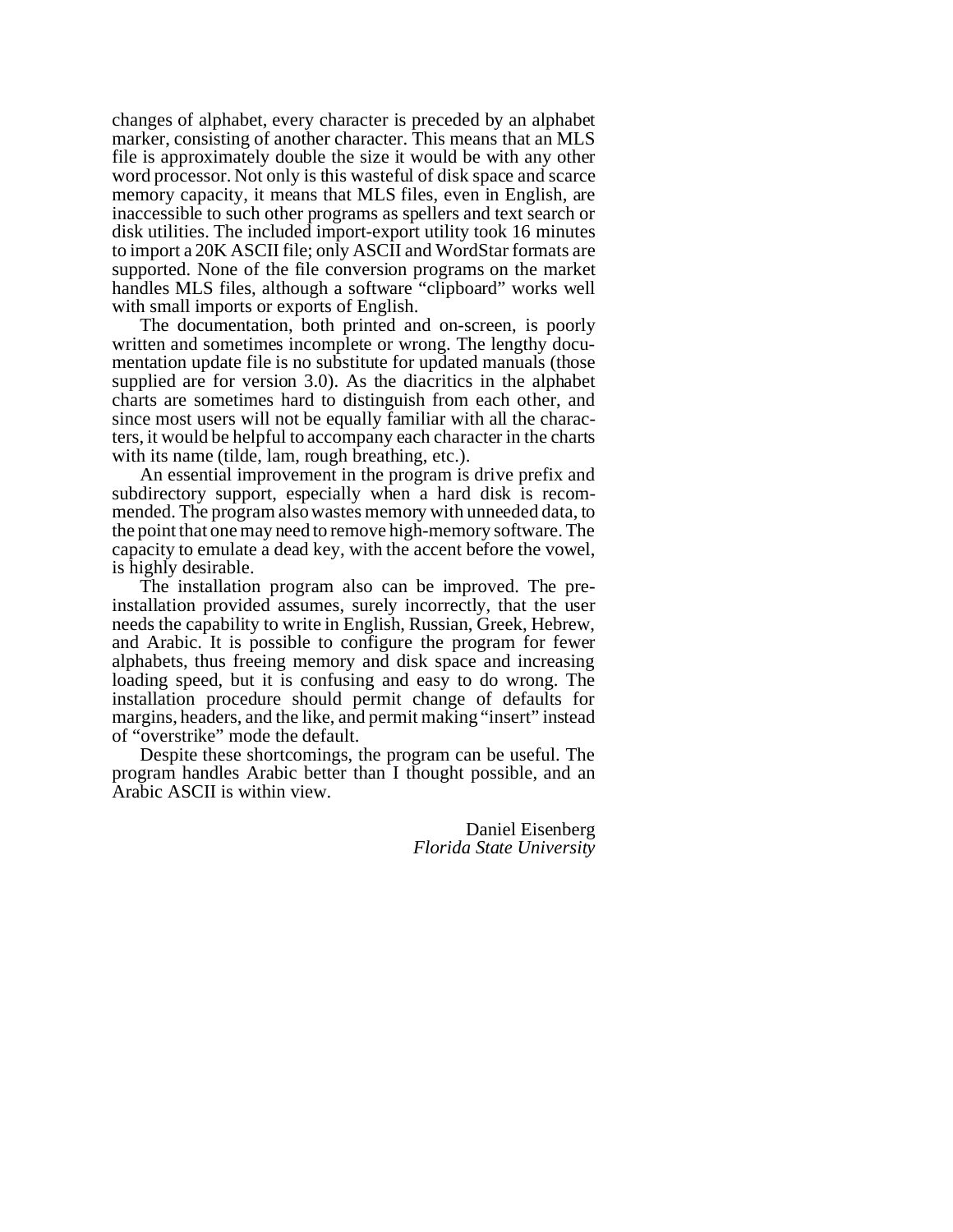changes of alphabet, every character is preceded by an alphabet marker, consisting of another character. This means that an MLS file is approximately double the size it would be with any other word processor. Not only is this wasteful of disk space and scarce memory capacity, it means that MLS files, even in English, are inaccessible to such other programs as spellers and text search or disk utilities. The included import-export utility took 16 minutes to import a 20K ASCII file; only ASCII and WordStar formats are supported. None of the file conversion programs on the market handles MLS files, although a software "clipboard" works well with small imports or exports of English.

The documentation, both printed and on-screen, is poorly written and sometimes incomplete or wrong. The lengthy documentation update file is no substitute for updated manuals (those supplied are for version 3.0). As the diacritics in the alphabet charts are sometimes hard to distinguish from each other, and since most users will not be equally familiar with all the characters, it would be helpful to accompany each character in the charts with its name (tilde, lam, rough breathing, etc.).

An essential improvement in the program is drive prefix and subdirectory support, especially when a hard disk is recommended. The program also wastes memory with unneeded data, to the point that one may need to remove high-memory software. The capacity to emulate a dead key, with the accent before the vowel, is highly desirable.

The installation program also can be improved. The pre-installation provided assumes, surely incorrectly, that the user needs the capability to write in English, Russian, Greek, Hebrew, and Arabic. It is possible to configure the program for fewer alphabets, thus freeing memory and disk space and increasing loading speed, but it is confusing and easy to do wrong. The installation procedure should permit change of defaults for margins, headers, and the like, and permit making "insert" instead of "overstrike" mode the default.

Despite these shortcomings, the program can be useful. The program handles Arabic better than I thought possible, and an Arabic ASCII is within view.

Daniel Eisenberg
*Florida State University*